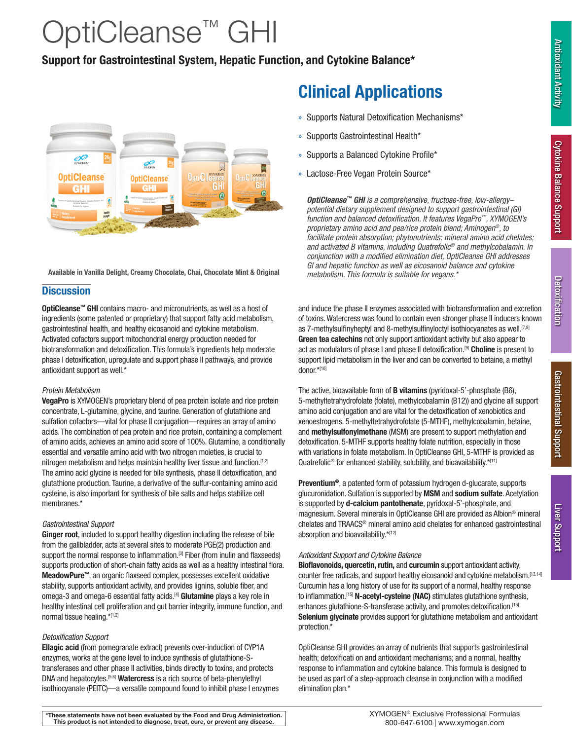# OptiCleanse™ GHI

**Support for Gastrointestinal System, Hepatic Function, and Cytokine Balance***

Available in Vanilla Delight, Creamy Chocolate, Chai, Chocolate Mint & Original

## Clinical Applications

- Supports Natural Detoxification Mechanisms*
- Supports Gastrointestinal Health*
- Supports a Balanced Cytokine Profile*
- Lactose-Free Vegan Protein Source*

*__OptiCleanse™ GHI__ is a comprehensive, fructose-free, low-allergy–potential dietary supplement designed to support gastrointestinal (GI) function and balanced detoxification. It features VegaPro™, XYMOGEN's proprietary amino acid and pea/rice protein blend; Aminogen®, to facilitate protein absorption; phytonutrients; mineral amino acid chelates; and activated B vitamins, including Quatrefolic® and methylcobalamin. In conjunction with a modified elimination diet, OptiCleanse GHI addresses GI and hepatic function as well as eicosanoid balance and cytokine metabolism. This formula is suitable for vegans.**

## Discussion

**OptiCleanse™ GHI** contains macro- and micronutrients, as well as a host of ingredients (some patented or proprietary) that support fatty acid metabolism, gastrointestinal health, and healthy eicosanoid and cytokine metabolism. Activated cofactors support mitochondrial energy production needed for biotransformation and detoxification. This formula's ingredients help moderate phase I detoxification, upregulate and support phase II pathways, and provide antioxidant support as well.*

*Protein Metabolism*

**VegaPro** is XYMOGEN's proprietary blend of pea protein isolate and rice protein concentrate, L-glutamine, glycine, and taurine. Generation of glutathione and sulfation cofactors—vital for phase II conjugation—requires an array of amino acids. The combination of pea protein and rice protein, containing a complement of amino acids, achieves an amino acid score of 100%. Glutamine, a conditionally essential and versatile amino acid with two nitrogen moieties, is crucial to nitrogen metabolism and helps maintain healthy liver tissue and function.[1,2] The amino acid glycine is needed for bile synthesis, phase II detoxification, and glutathione production. Taurine, a derivative of the sulfur-containing amino acid cysteine, is also important for synthesis of bile salts and helps stabilize cell membranes.*

*Gastrointestinal Support*

**Ginger root**, included to support healthy digestion including the release of bile from the gallbladder, acts at several sites to moderate PGE(2) production and support the normal response to inflammation.[3] Fiber (from inulin and flaxseeds) supports production of short-chain fatty acids as well as a healthy intestinal flora. **MeadowPure™**, an organic flaxseed complex, possesses excellent oxidative stability, supports antioxidant activity, and provides lignins, soluble fiber, and omega-3 and omega-6 essential fatty acids.[4] **Glutamine** plays a key role in healthy intestinal cell proliferation and gut barrier integrity, immune function, and normal tissue healing.*[1,2]

*Detoxification Support*

**Ellagic acid** (from pomegranate extract) prevents over-induction of CYP1A enzymes, works at the gene level to induce synthesis of glutathione-S-transferases and other phase II activities, binds directly to toxins, and protects DNA and hepatocytes.[5,6] **Watercress** is a rich source of beta-phenylethyl isothiocyanate (PEITC)—a versatile compound found to inhibit phase I enzymes and induce the phase II enzymes associated with biotransformation and excretion of toxins. Watercress was found to contain even stronger phase II inducers known as 7-methylsulfinyheptyl and 8-methylsulfinyloctyl isothiocyanates as well.[7,8] **Green tea catechins** not only support antioxidant activity but also appear to act as modulators of phase I and phase II detoxification.[9] **Choline** is present to support lipid metabolism in the liver and can be converted to betaine, a methyl donor.*[10]

The active, bioavailable form of **B vitamins** (pyridoxal-5'-phosphate (B6), 5-methyltetrahydrofolate (folate), methylcobalamin (B12)) and glycine all support amino acid conjugation and are vital for the detoxification of xenobiotics and xenoestrogens. 5-methyltetrahydrofolate (5-MTHF), methylcobalamin, betaine, and **methylsulfonylmethane** (MSM) are present to support methylation and detoxification. 5-MTHF supports healthy folate nutrition, especially in those with variations in folate metabolism. In OptiCleanse GHI, 5-MTHF is provided as Quatrefolic® for enhanced stability, solubility, and bioavailability.*[11]

**Preventium®**, a patented form of potassium hydrogen d-glucarate, supports glucuronidation. Sulfation is supported by **MSM** and **sodium sulfate**. Acetylation is supported by **d-calcium pantothenate**, pyridoxal-5'-phosphate, and magnesium. Several minerals in OptiCleanse GHI are provided as Albion® mineral chelates and TRAACS® mineral amino acid chelates for enhanced gastrointestinal absorption and bioavailability.*[12]

*Antioxidant Support and Cytokine Balance*

**Bioflavonoids, quercetin, rutin,** and **curcumin** support antioxidant activity, counter free radicals, and support healthy eicosanoid and cytokine metabolism.[13,14] Curcumin has a long history of use for its support of a normal, healthy response to inflammation.[15] **N-acetyl-cysteine (NAC)** stimulates glutathione synthesis, enhances glutathione-S-transferase activity, and promotes detoxification.[16] **Selenium glycinate** provides support for glutathione metabolism and antioxidant protection.*

OptiCleanse GHI provides an array of nutrients that supports gastrointestinal health; detoxificati on and antioxidant mechanisms; and a normal, healthy response to inflammation and cytokine balance. This formula is designed to be used as part of a step-approach cleanse in conjunction with a modified elimination plan.*

**\*These statements have not been evaluated by the Food and Drug Administration. This product is not intended to diagnose, treat, cure, or prevent any disease.**

XYMOGEN® Exclusive Professional Formulas
800-647-6100 | www.xymogen.com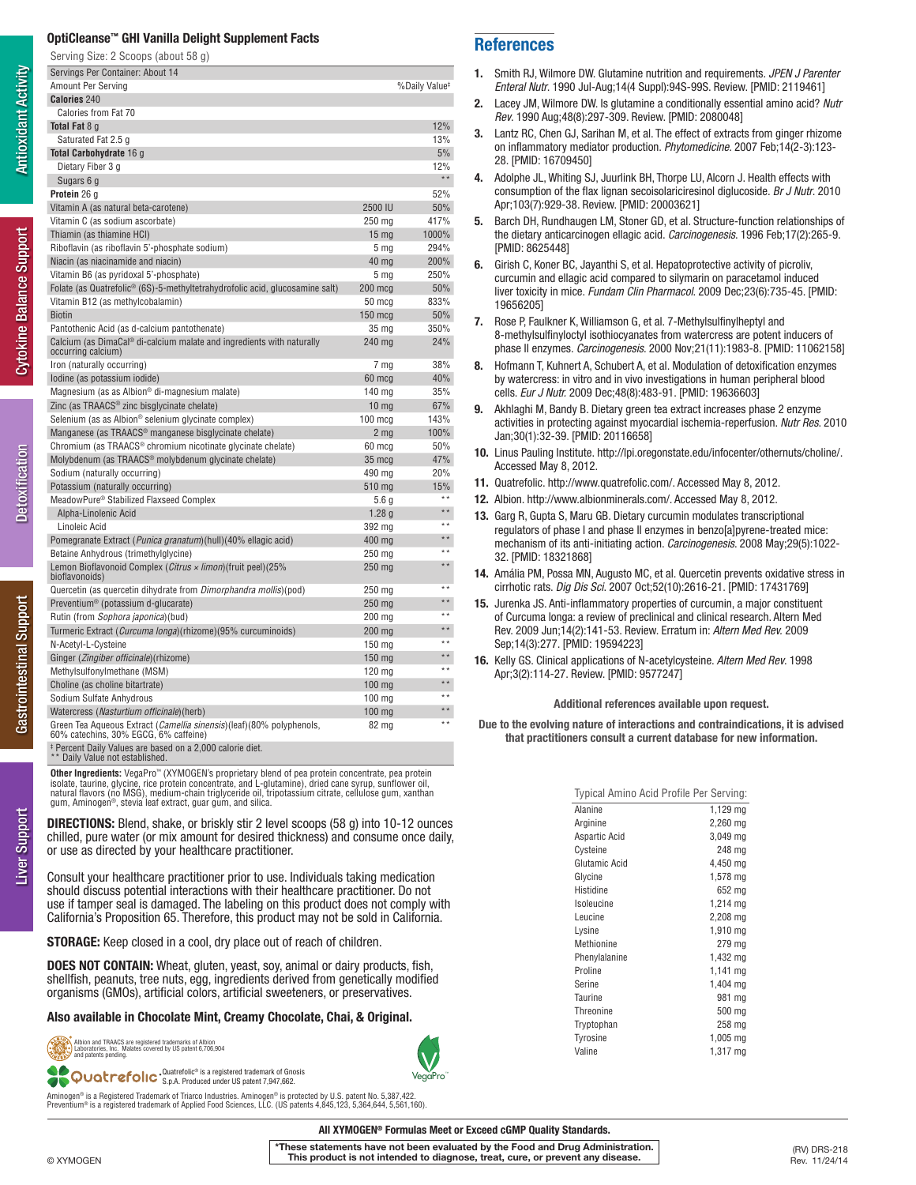Antioxidant Activity

Cytokine Balance Support

Detoxification

Gastrointestinal Support

Liver Support

## OptiCleanse™ GHI Vanilla Delight Supplement Facts

Serving Size: 2 Scoops (about 58 g)

Servings Per Container: About 14

| Amount Per Serving | | %Daily Value‡ |
|---|---|---|
| **Calories** 240 | | |
| Calories from Fat 70 | | |
| **Total Fat** 8 g | | 12% |
| Saturated Fat 2.5 g | | 13% |
| **Total Carbohydrate** 16 g | | 5% |
| Dietary Fiber 3 g | | 12% |
| Sugars 6 g | | ** |
| **Protein** 26 g | | 52% |
| Vitamin A (as natural beta-carotene) | 2500 IU | 50% |
| Vitamin C (as sodium ascorbate) | 250 mg | 417% |
| Thiamin (as thiamine HCl) | 15 mg | 1000% |
| Riboflavin (as riboflavin 5'-phosphate sodium) | 5 mg | 294% |
| Niacin (as niacinamide and niacin) | 40 mg | 200% |
| Vitamin B6 (as pyridoxal 5'-phosphate) | 5 mg | 250% |
| Folate (as Quatrefolic® (6S)-5-methyltetrahydrofolic acid, glucosamine salt) | 200 mcg | 50% |
| Vitamin B12 (as methylcobalamin) | 50 mcg | 833% |
| Biotin | 150 mcg | 50% |
| Pantothenic Acid (as d-calcium pantothenate) | 35 mg | 350% |
| Calcium (as DimaCal® di-calcium malate and ingredients with naturally occurring calcium) | 240 mg | 24% |
| Iron (naturally occurring) | 7 mg | 38% |
| Iodine (as potassium iodide) | 60 mcg | 40% |
| Magnesium (as as Albion® di-magnesium malate) | 140 mg | 35% |
| Zinc (as TRAACS® zinc bisglycinate chelate) | 10 mg | 67% |
| Selenium (as as Albion® selenium glycinate complex) | 100 mcg | 143% |
| Manganese (as TRAACS® manganese bisglycinate chelate) | 2 mg | 100% |
| Chromium (as TRAACS® chromium nicotinate glycinate chelate) | 60 mcg | 50% |
| Molybdenum (as TRAACS® molybdenum glycinate chelate) | 35 mcg | 47% |
| Sodium (naturally occurring) | 490 mg | 20% |
| Potassium (naturally occurring) | 510 mg | 15% |
| MeadowPure® Stabilized Flaxseed Complex | 5.6 g | ** |
| Alpha-Linolenic Acid | 1.28 g | ** |
| Linoleic Acid | 392 mg | ** |
| Pomegranate Extract (*Punica granatum*)(hull)(40% ellagic acid) | 400 mg | ** |
| Betaine Anhydrous (trimethylglycine) | 250 mg | ** |
| Lemon Bioflavonoid Complex (*Citrus × limon*)(fruit peel)(25% bioflavonoids) | 250 mg | ** |
| Quercetin (as quercetin dihydrate from *Dimorphandra mollis*)(pod) | 250 mg | ** |
| Preventium® (potassium d-glucarate) | 250 mg | ** |
| Rutin (from *Sophora japonica*)(bud) | 200 mg | ** |
| Turmeric Extract (*Curcuma longa*)(rhizome)(95% curcuminoids) | 200 mg | ** |
| N-Acetyl-L-Cysteine | 150 mg | ** |
| Ginger (*Zingiber officinale*)(rhizome) | 150 mg | ** |
| Methylsulfonylmethane (MSM) | 120 mg | ** |
| Choline (as choline bitartrate) | 100 mg | ** |
| Sodium Sulfate Anhydrous | 100 mg | ** |
| Watercress (*Nasturtium officinale*)(herb) | 100 mg | ** |
| Green Tea Aqueous Extract (*Camellia sinensis*)(leaf)(80% polyphenols, 60% catechins, 30% EGCG, 6% caffeine) | 82 mg | ** |

‡ Percent Daily Values are based on a 2,000 calorie diet.
** Daily Value not established.

**Other Ingredients:** VegaPro™ (XYMOGEN's proprietary blend of pea protein concentrate, pea protein isolate, taurine, glycine, rice protein concentrate, and L-glutamine), dried cane syrup, sunflower oil, natural flavors (no MSG), medium-chain triglyceride oil, tripotassium citrate, cellulose gum, xanthan gum, Aminogen®, stevia leaf extract, guar gum, and silica.

**DIRECTIONS:** Blend, shake, or briskly stir 2 level scoops (58 g) into 10-12 ounces chilled, pure water (or mix amount for desired thickness) and consume once daily, or use as directed by your healthcare practitioner.

Consult your healthcare practitioner prior to use. Individuals taking medication should discuss potential interactions with their healthcare practitioner. Do not use if tamper seal is damaged. The labeling on this product does not comply with California's Proposition 65. Therefore, this product may not be sold in California.

**STORAGE:** Keep closed in a cool, dry place out of reach of children.

**DOES NOT CONTAIN:** Wheat, gluten, yeast, soy, animal or dairy products, fish, shellfish, peanuts, tree nuts, egg, ingredients derived from genetically modified organisms (GMOs), artificial colors, artificial sweeteners, or preservatives.

**Also available in Chocolate Mint, Creamy Chocolate, Chai, & Original.**

Albion and TRAACS are registered trademarks of Albion Laboratories, Inc. Malates covered by US patent 6,706,904 and patents pending.

Quatrefolic® is a registered trademark of Gnosis S.p.A. Produced under US patent 7,947,662.

VegaPro™

Aminogen® is a Registered Trademark of Triarco Industries. Aminogen® is protected by U.S. patent No. 5,387,422. Preventium® is a registered trademark of Applied Food Sciences, LLC. (US patents 4,845,123, 5,364,644, 5,561,160).

## References

1. Smith RJ, Wilmore DW. Glutamine nutrition and requirements. *JPEN J Parenter Enteral Nutr.* 1990 Jul-Aug;14(4 Suppl):94S-99S. Review. [PMID: 2119461]
2. Lacey JM, Wilmore DW. Is glutamine a conditionally essential amino acid? *Nutr Rev.* 1990 Aug;48(8):297-309. Review. [PMID: 2080048]
3. Lantz RC, Chen GJ, Sarihan M, et al. The effect of extracts from ginger rhizome on inflammatory mediator production. *Phytomedicine.* 2007 Feb;14(2-3):123-28. [PMID: 16709450]
4. Adolphe JL, Whiting SJ, Juurlink BH, Thorpe LU, Alcorn J. Health effects with consumption of the flax lignan secoisolariciresinol diglucoside. *Br J Nutr.* 2010 Apr;103(7):929-38. Review. [PMID: 20003621]
5. Barch DH, Rundhaugen LM, Stoner GD, et al. Structure-function relationships of the dietary anticarcinogen ellagic acid. *Carcinogenesis.* 1996 Feb;17(2):265-9. [PMID: 8625448]
6. Girish C, Koner BC, Jayanthi S, et al. Hepatoprotective activity of picroliv, curcumin and ellagic acid compared to silymarin on paracetamol induced liver toxicity in mice. *Fundam Clin Pharmacol.* 2009 Dec;23(6):735-45. [PMID: 19656205]
7. Rose P, Faulkner K, Williamson G, et al. 7-Methylsulfinylheptyl and 8-methylsulfinyloctyl isothiocyanates from watercress are potent inducers of phase II enzymes. *Carcinogenesis.* 2000 Nov;21(11):1983-8. [PMID: 11062158]
8. Hofmann T, Kuhnert A, Schubert A, et al. Modulation of detoxification enzymes by watercress: in vitro and in vivo investigations in human peripheral blood cells. *Eur J Nutr.* 2009 Dec;48(8):483-91. [PMID: 19636603]
9. Akhlaghi M, Bandy B. Dietary green tea extract increases phase 2 enzyme activities in protecting against myocardial ischemia-reperfusion. *Nutr Res.* 2010 Jan;30(1):32-39. [PMID: 20116658]
10. Linus Pauling Institute. http://lpi.oregonstate.edu/infocenter/othernuts/choline/. Accessed May 8, 2012.
11. Quatrefolic. http://www.quatrefolic.com/. Accessed May 8, 2012.
12. Albion. http://www.albionminerals.com/. Accessed May 8, 2012.
13. Garg R, Gupta S, Maru GB. Dietary curcumin modulates transcriptional regulators of phase I and phase II enzymes in benzo[a]pyrene-treated mice: mechanism of its anti-initiating action. *Carcinogenesis.* 2008 May;29(5):1022-32. [PMID: 18321868]
14. Amália PM, Possa MN, Augusto MC, et al. Quercetin prevents oxidative stress in cirrhotic rats. *Dig Dis Sci.* 2007 Oct;52(10):2616-21. [PMID: 17431769]
15. Jurenka JS. Anti-inflammatory properties of curcumin, a major constituent of Curcuma longa: a review of preclinical and clinical research. Altern Med Rev. 2009 Jun;14(2):141-53. Review. Erratum in: *Altern Med Rev.* 2009 Sep;14(3):277. [PMID: 19594223]
16. Kelly GS. Clinical applications of N-acetylcysteine. *Altern Med Rev.* 1998 Apr;3(2):114-27. Review. [PMID: 9577247]

**Additional references available upon request.**

**Due to the evolving nature of interactions and contraindications, it is advised that practitioners consult a current database for new information.**

Typical Amino Acid Profile Per Serving:

| | |
|---|---|
| Alanine | 1,129 mg |
| Arginine | 2,260 mg |
| Aspartic Acid | 3,049 mg |
| Cysteine | 248 mg |
| Glutamic Acid | 4,450 mg |
| Glycine | 1,578 mg |
| Histidine | 652 mg |
| Isoleucine | 1,214 mg |
| Leucine | 2,208 mg |
| Lysine | 1,910 mg |
| Methionine | 279 mg |
| Phenylalanine | 1,432 mg |
| Proline | 1,141 mg |
| Serine | 1,404 mg |
| Taurine | 981 mg |
| Threonine | 500 mg |
| Tryptophan | 258 mg |
| Tyrosine | 1,005 mg |
| Valine | 1,317 mg |

**All XYMOGEN® Formulas Meet or Exceed cGMP Quality Standards.**

**\*These statements have not been evaluated by the Food and Drug Administration. This product is not intended to diagnose, treat, cure, or prevent any disease.**

© XYMOGEN

(RV) DRS-218
Rev. 11/24/14